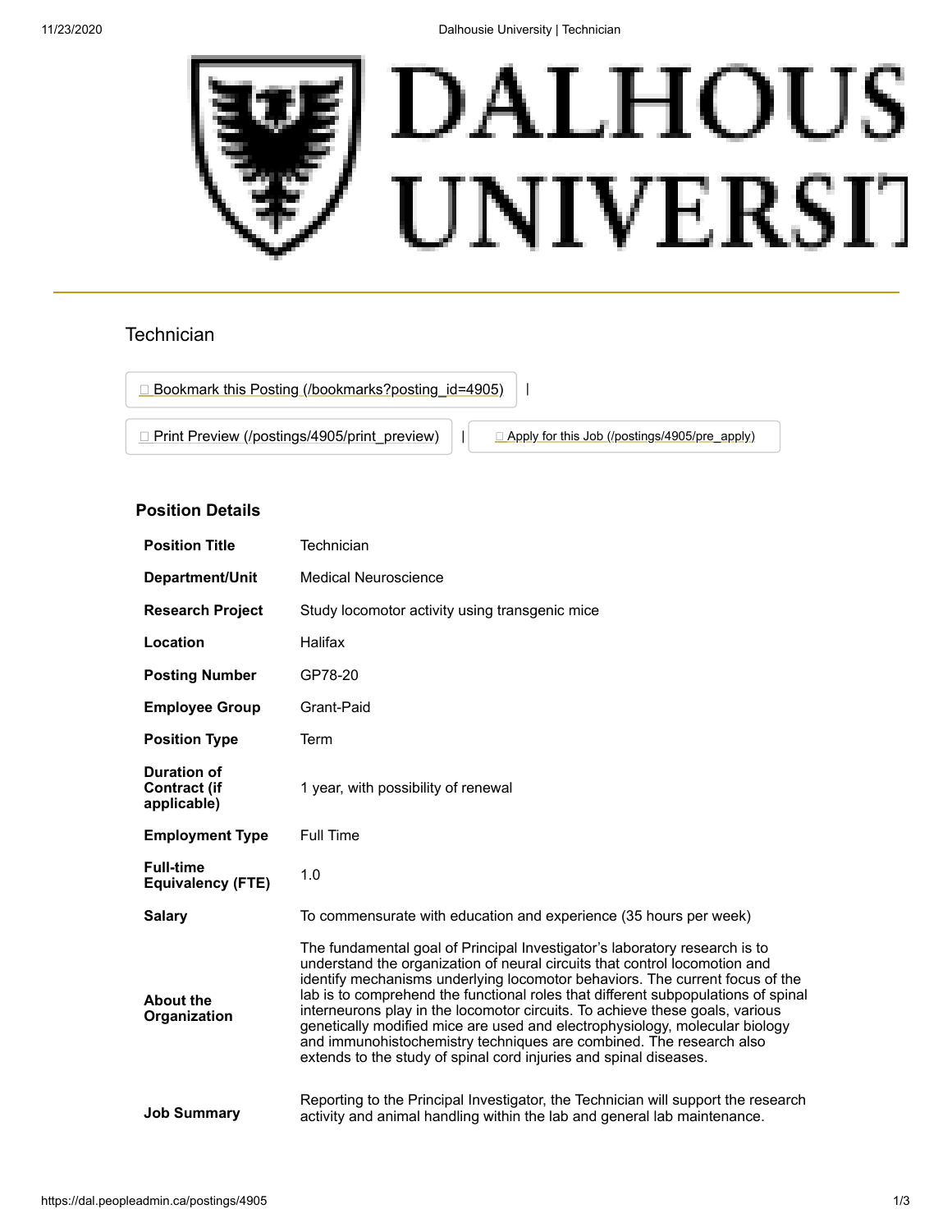# Technician

Bookmark this Posting (/bookmarks?posting_id=4905) |

Print Preview (/postings/4905/print_preview) | Apply for this Job (/postings/4905/pre_apply)

## Position Details

| Field | Details |
|---|---|
| **Position Title** | Technician |
| **Department/Unit** | Medical Neuroscience |
| **Research Project** | Study locomotor activity using transgenic mice |
| **Location** | Halifax |
| **Posting Number** | GP78-20 |
| **Employee Group** | Grant-Paid |
| **Position Type** | Term |
| **Duration of Contract (if applicable)** | 1 year, with possibility of renewal |
| **Employment Type** | Full Time |
| **Full-time Equivalency (FTE)** | 1.0 |
| **Salary** | To commensurate with education and experience (35 hours per week) |
| **About the Organization** | The fundamental goal of Principal Investigator's laboratory research is to understand the organization of neural circuits that control locomotion and identify mechanisms underlying locomotor behaviors. The current focus of the lab is to comprehend the functional roles that different subpopulations of spinal interneurons play in the locomotor circuits. To achieve these goals, various genetically modified mice are used and electrophysiology, molecular biology and immunohistochemistry techniques are combined. The research also extends to the study of spinal cord injuries and spinal diseases. |
| **Job Summary** | Reporting to the Principal Investigator, the Technician will support the research activity and animal handling within the lab and general lab maintenance. |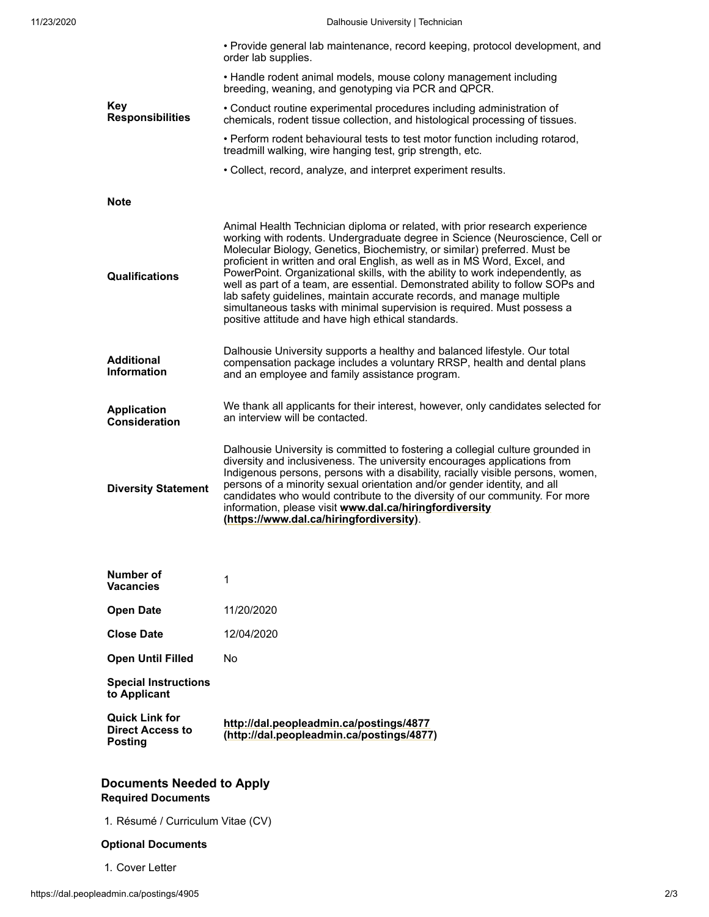| | |
|---|---|
| **Key Responsibilities** | • Provide general lab maintenance, record keeping, protocol development, and order lab supplies.<br>• Handle rodent animal models, mouse colony management including breeding, weaning, and genotyping via PCR and QPCR.<br>• Conduct routine experimental procedures including administration of chemicals, rodent tissue collection, and histological processing of tissues.<br>• Perform rodent behavioural tests to test motor function including rotarod, treadmill walking, wire hanging test, grip strength, etc.<br>• Collect, record, analyze, and interpret experiment results. |
| **Note** | |
| **Qualifications** | Animal Health Technician diploma or related, with prior research experience working with rodents. Undergraduate degree in Science (Neuroscience, Cell or Molecular Biology, Genetics, Biochemistry, or similar) preferred. Must be proficient in written and oral English, as well as in MS Word, Excel, and PowerPoint. Organizational skills, with the ability to work independently, as well as part of a team, are essential. Demonstrated ability to follow SOPs and lab safety guidelines, maintain accurate records, and manage multiple simultaneous tasks with minimal supervision is required. Must possess a positive attitude and have high ethical standards. |
| **Additional Information** | Dalhousie University supports a healthy and balanced lifestyle. Our total compensation package includes a voluntary RRSP, health and dental plans and an employee and family assistance program. |
| **Application Consideration** | We thank all applicants for their interest, however, only candidates selected for an interview will be contacted. |
| **Diversity Statement** | Dalhousie University is committed to fostering a collegial culture grounded in diversity and inclusiveness. The university encourages applications from Indigenous persons, persons with a disability, racially visible persons, women, persons of a minority sexual orientation and/or gender identity, and all candidates who would contribute to the diversity of our community. For more information, please visit **www.dal.ca/hiringfordiversity (https://www.dal.ca/hiringfordiversity)**. |

| | |
|---|---|
| **Number of Vacancies** | 1 |
| **Open Date** | 11/20/2020 |
| **Close Date** | 12/04/2020 |
| **Open Until Filled** | No |
| **Special Instructions to Applicant** | |
| **Quick Link for Direct Access to Posting** | **http://dal.peopleadmin.ca/postings/4877 (http://dal.peopleadmin.ca/postings/4877)** |

## Documents Needed to Apply

### Required Documents

1. Résumé / Curriculum Vitae (CV)

### Optional Documents

1. Cover Letter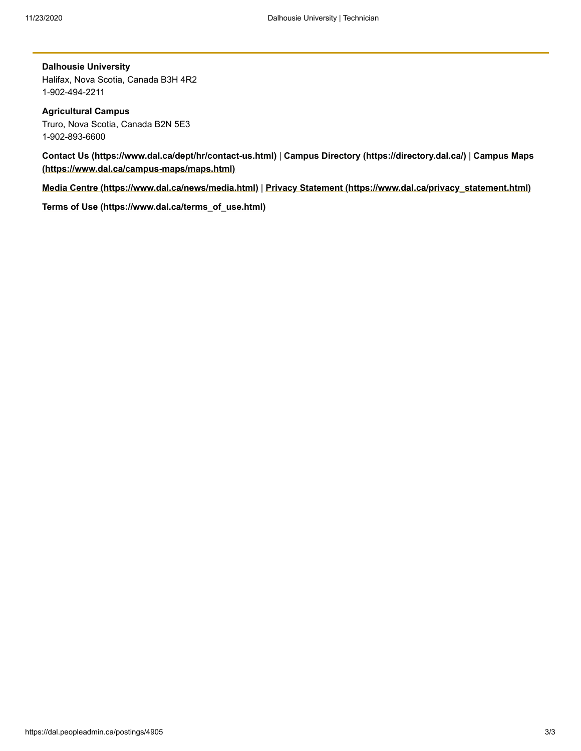**Dalhousie University**
Halifax, Nova Scotia, Canada B3H 4R2
1-902-494-2211

**Agricultural Campus**
Truro, Nova Scotia, Canada B2N 5E3
1-902-893-6600

**Contact Us (https://www.dal.ca/dept/hr/contact-us.html)** | **Campus Directory (https://directory.dal.ca/)** | **Campus Maps (https://www.dal.ca/campus-maps/maps.html)**

**Media Centre (https://www.dal.ca/news/media.html)** | **Privacy Statement (https://www.dal.ca/privacy_statement.html)**

**Terms of Use (https://www.dal.ca/terms_of_use.html)**